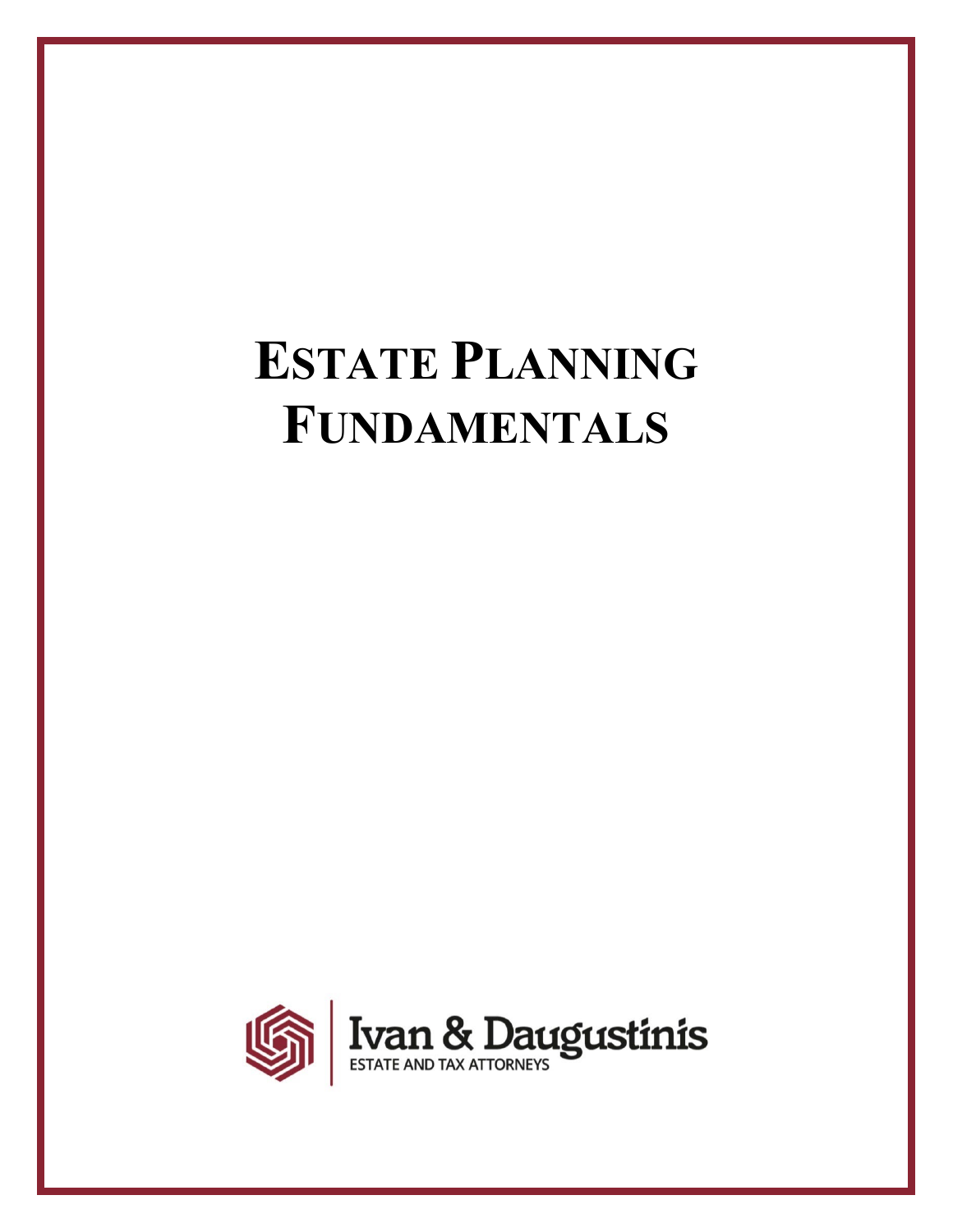# ESTATE PLANNING FUNDAMENTALS

Ivan & Daugustinis
ESTATE AND TAX ATTORNEYS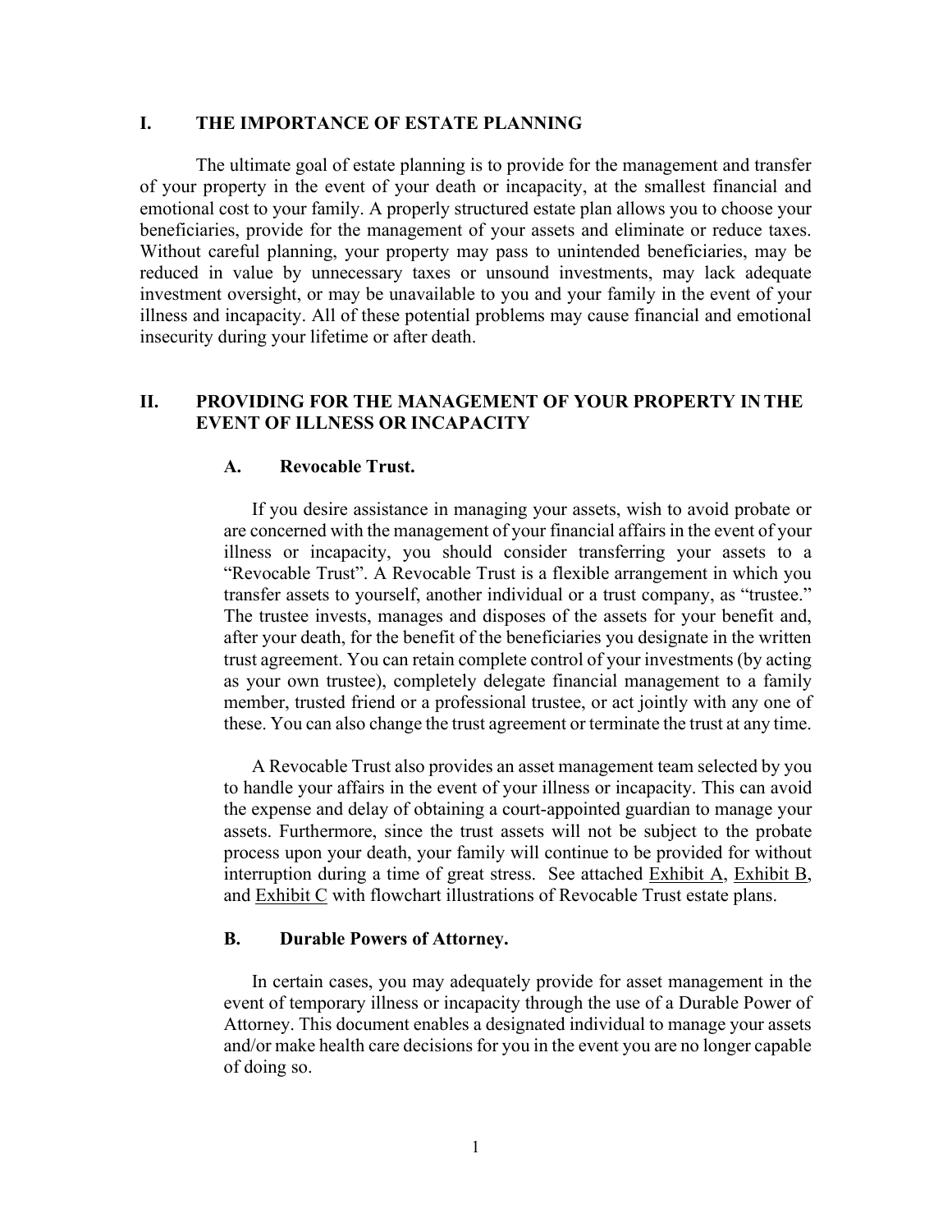## I. THE IMPORTANCE OF ESTATE PLANNING

The ultimate goal of estate planning is to provide for the management and transfer of your property in the event of your death or incapacity, at the smallest financial and emotional cost to your family. A properly structured estate plan allows you to choose your beneficiaries, provide for the management of your assets and eliminate or reduce taxes. Without careful planning, your property may pass to unintended beneficiaries, may be reduced in value by unnecessary taxes or unsound investments, may lack adequate investment oversight, or may be unavailable to you and your family in the event of your illness and incapacity. All of these potential problems may cause financial and emotional insecurity during your lifetime or after death.

## II. PROVIDING FOR THE MANAGEMENT OF YOUR PROPERTY IN THE EVENT OF ILLNESS OR INCAPACITY

### A. Revocable Trust.

If you desire assistance in managing your assets, wish to avoid probate or are concerned with the management of your financial affairs in the event of your illness or incapacity, you should consider transferring your assets to a "Revocable Trust". A Revocable Trust is a flexible arrangement in which you transfer assets to yourself, another individual or a trust company, as "trustee." The trustee invests, manages and disposes of the assets for your benefit and, after your death, for the benefit of the beneficiaries you designate in the written trust agreement. You can retain complete control of your investments (by acting as your own trustee), completely delegate financial management to a family member, trusted friend or a professional trustee, or act jointly with any one of these. You can also change the trust agreement or terminate the trust at any time.

A Revocable Trust also provides an asset management team selected by you to handle your affairs in the event of your illness or incapacity. This can avoid the expense and delay of obtaining a court-appointed guardian to manage your assets. Furthermore, since the trust assets will not be subject to the probate process upon your death, your family will continue to be provided for without interruption during a time of great stress. See attached Exhibit A, Exhibit B, and Exhibit C with flowchart illustrations of Revocable Trust estate plans.

### B. Durable Powers of Attorney.

In certain cases, you may adequately provide for asset management in the event of temporary illness or incapacity through the use of a Durable Power of Attorney. This document enables a designated individual to manage your assets and/or make health care decisions for you in the event you are no longer capable of doing so.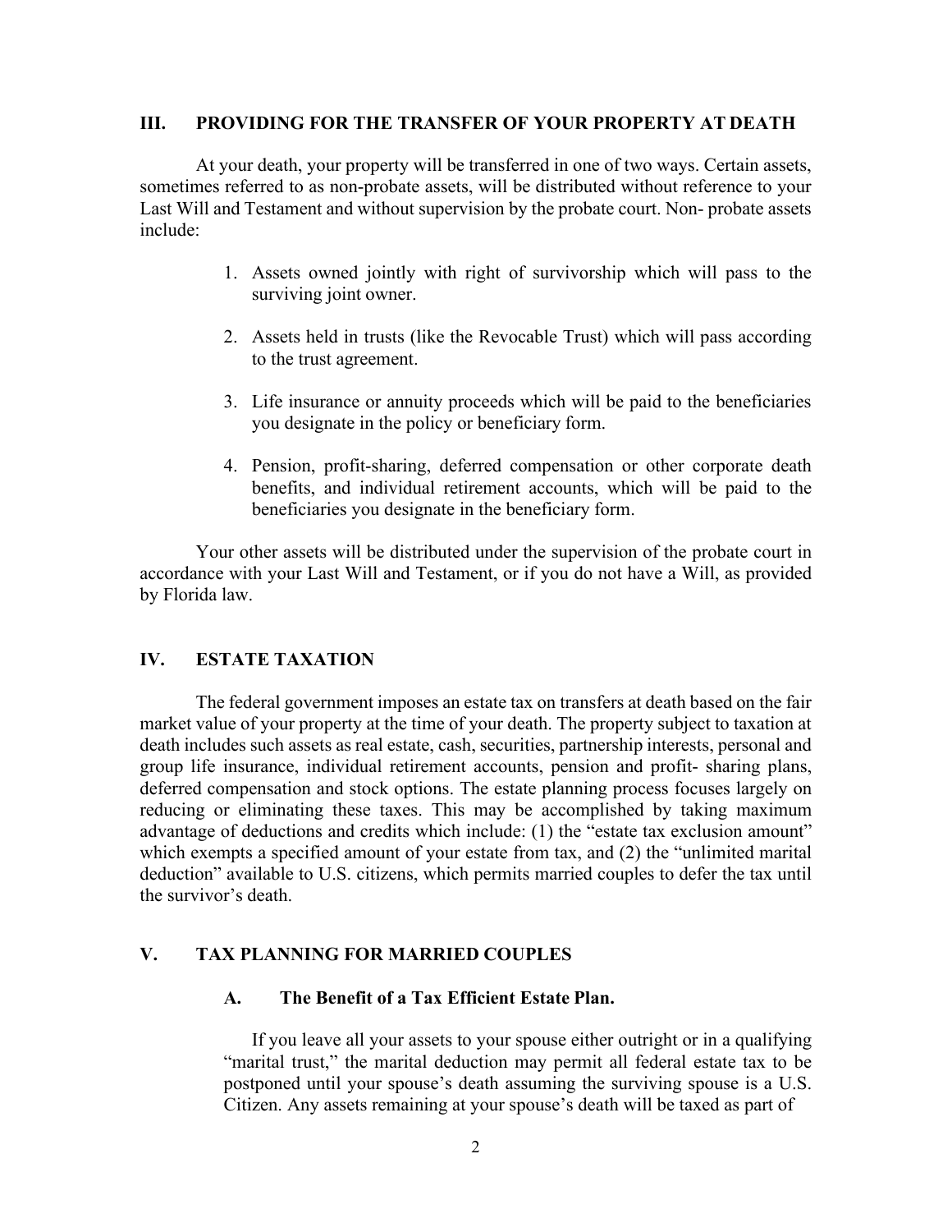## III. PROVIDING FOR THE TRANSFER OF YOUR PROPERTY AT DEATH

At your death, your property will be transferred in one of two ways. Certain assets, sometimes referred to as non-probate assets, will be distributed without reference to your Last Will and Testament and without supervision by the probate court. Non- probate assets include:

1. Assets owned jointly with right of survivorship which will pass to the surviving joint owner.

2. Assets held in trusts (like the Revocable Trust) which will pass according to the trust agreement.

3. Life insurance or annuity proceeds which will be paid to the beneficiaries you designate in the policy or beneficiary form.

4. Pension, profit-sharing, deferred compensation or other corporate death benefits, and individual retirement accounts, which will be paid to the beneficiaries you designate in the beneficiary form.

Your other assets will be distributed under the supervision of the probate court in accordance with your Last Will and Testament, or if you do not have a Will, as provided by Florida law.

## IV. ESTATE TAXATION

The federal government imposes an estate tax on transfers at death based on the fair market value of your property at the time of your death. The property subject to taxation at death includes such assets as real estate, cash, securities, partnership interests, personal and group life insurance, individual retirement accounts, pension and profit- sharing plans, deferred compensation and stock options. The estate planning process focuses largely on reducing or eliminating these taxes. This may be accomplished by taking maximum advantage of deductions and credits which include: (1) the "estate tax exclusion amount" which exempts a specified amount of your estate from tax, and (2) the "unlimited marital deduction" available to U.S. citizens, which permits married couples to defer the tax until the survivor's death.

## V. TAX PLANNING FOR MARRIED COUPLES

### A. The Benefit of a Tax Efficient Estate Plan.

If you leave all your assets to your spouse either outright or in a qualifying "marital trust," the marital deduction may permit all federal estate tax to be postponed until your spouse's death assuming the surviving spouse is a U.S. Citizen. Any assets remaining at your spouse's death will be taxed as part of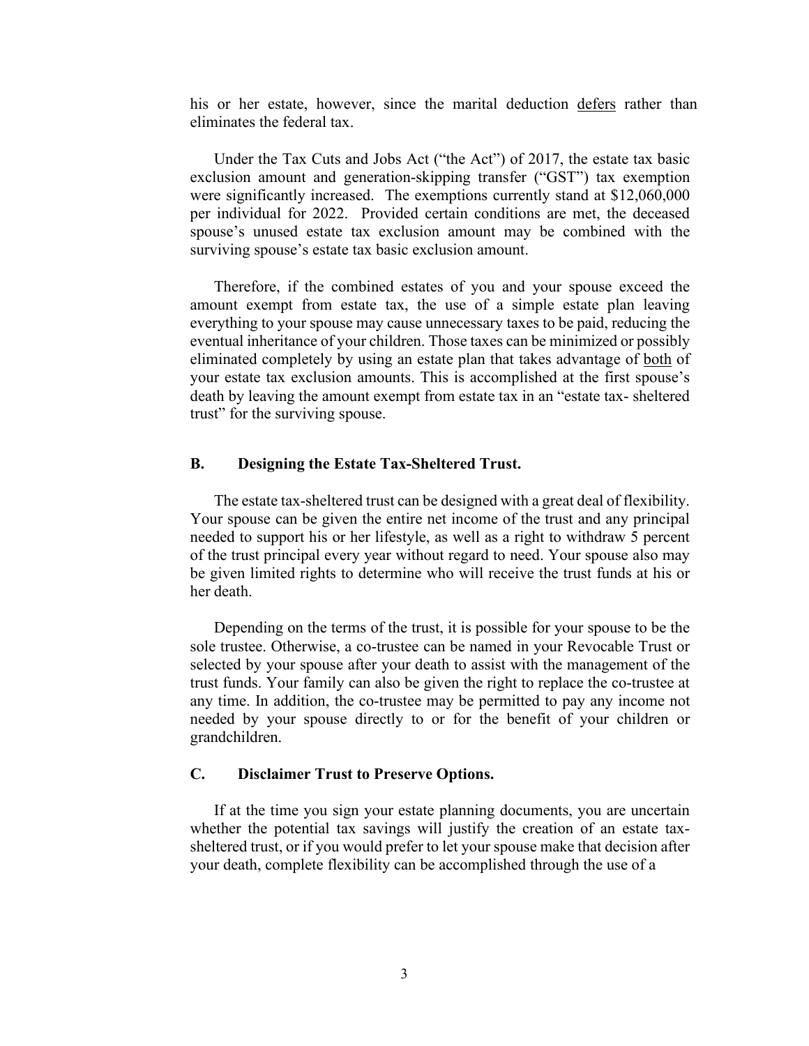his or her estate, however, since the marital deduction <u>defers</u> rather than eliminates the federal tax.

Under the Tax Cuts and Jobs Act ("the Act") of 2017, the estate tax basic exclusion amount and generation-skipping transfer ("GST") tax exemption were significantly increased. The exemptions currently stand at $12,060,000 per individual for 2022. Provided certain conditions are met, the deceased spouse's unused estate tax exclusion amount may be combined with the surviving spouse's estate tax basic exclusion amount.

Therefore, if the combined estates of you and your spouse exceed the amount exempt from estate tax, the use of a simple estate plan leaving everything to your spouse may cause unnecessary taxes to be paid, reducing the eventual inheritance of your children. Those taxes can be minimized or possibly eliminated completely by using an estate plan that takes advantage of <u>both</u> of your estate tax exclusion amounts. This is accomplished at the first spouse's death by leaving the amount exempt from estate tax in an "estate tax- sheltered trust" for the surviving spouse.

### B. Designing the Estate Tax-Sheltered Trust.

The estate tax-sheltered trust can be designed with a great deal of flexibility. Your spouse can be given the entire net income of the trust and any principal needed to support his or her lifestyle, as well as a right to withdraw 5 percent of the trust principal every year without regard to need. Your spouse also may be given limited rights to determine who will receive the trust funds at his or her death.

Depending on the terms of the trust, it is possible for your spouse to be the sole trustee. Otherwise, a co-trustee can be named in your Revocable Trust or selected by your spouse after your death to assist with the management of the trust funds. Your family can also be given the right to replace the co-trustee at any time. In addition, the co-trustee may be permitted to pay any income not needed by your spouse directly to or for the benefit of your children or grandchildren.

### C. Disclaimer Trust to Preserve Options.

If at the time you sign your estate planning documents, you are uncertain whether the potential tax savings will justify the creation of an estate tax-sheltered trust, or if you would prefer to let your spouse make that decision after your death, complete flexibility can be accomplished through the use of a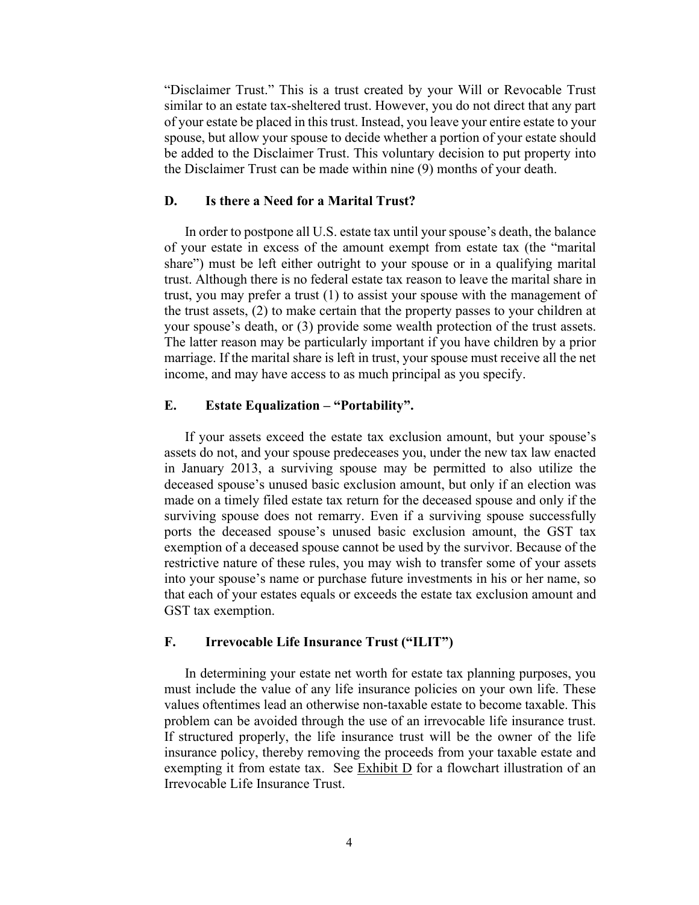"Disclaimer Trust." This is a trust created by your Will or Revocable Trust similar to an estate tax-sheltered trust. However, you do not direct that any part of your estate be placed in this trust. Instead, you leave your entire estate to your spouse, but allow your spouse to decide whether a portion of your estate should be added to the Disclaimer Trust. This voluntary decision to put property into the Disclaimer Trust can be made within nine (9) months of your death.

### D. Is there a Need for a Marital Trust?

In order to postpone all U.S. estate tax until your spouse's death, the balance of your estate in excess of the amount exempt from estate tax (the "marital share") must be left either outright to your spouse or in a qualifying marital trust. Although there is no federal estate tax reason to leave the marital share in trust, you may prefer a trust (1) to assist your spouse with the management of the trust assets, (2) to make certain that the property passes to your children at your spouse's death, or (3) provide some wealth protection of the trust assets. The latter reason may be particularly important if you have children by a prior marriage. If the marital share is left in trust, your spouse must receive all the net income, and may have access to as much principal as you specify.

### E. Estate Equalization – "Portability".

If your assets exceed the estate tax exclusion amount, but your spouse's assets do not, and your spouse predeceases you, under the new tax law enacted in January 2013, a surviving spouse may be permitted to also utilize the deceased spouse's unused basic exclusion amount, but only if an election was made on a timely filed estate tax return for the deceased spouse and only if the surviving spouse does not remarry. Even if a surviving spouse successfully ports the deceased spouse's unused basic exclusion amount, the GST tax exemption of a deceased spouse cannot be used by the survivor. Because of the restrictive nature of these rules, you may wish to transfer some of your assets into your spouse's name or purchase future investments in his or her name, so that each of your estates equals or exceeds the estate tax exclusion amount and GST tax exemption.

### F. Irrevocable Life Insurance Trust ("ILIT")

In determining your estate net worth for estate tax planning purposes, you must include the value of any life insurance policies on your own life. These values oftentimes lead an otherwise non-taxable estate to become taxable. This problem can be avoided through the use of an irrevocable life insurance trust. If structured properly, the life insurance trust will be the owner of the life insurance policy, thereby removing the proceeds from your taxable estate and exempting it from estate tax. See Exhibit D for a flowchart illustration of an Irrevocable Life Insurance Trust.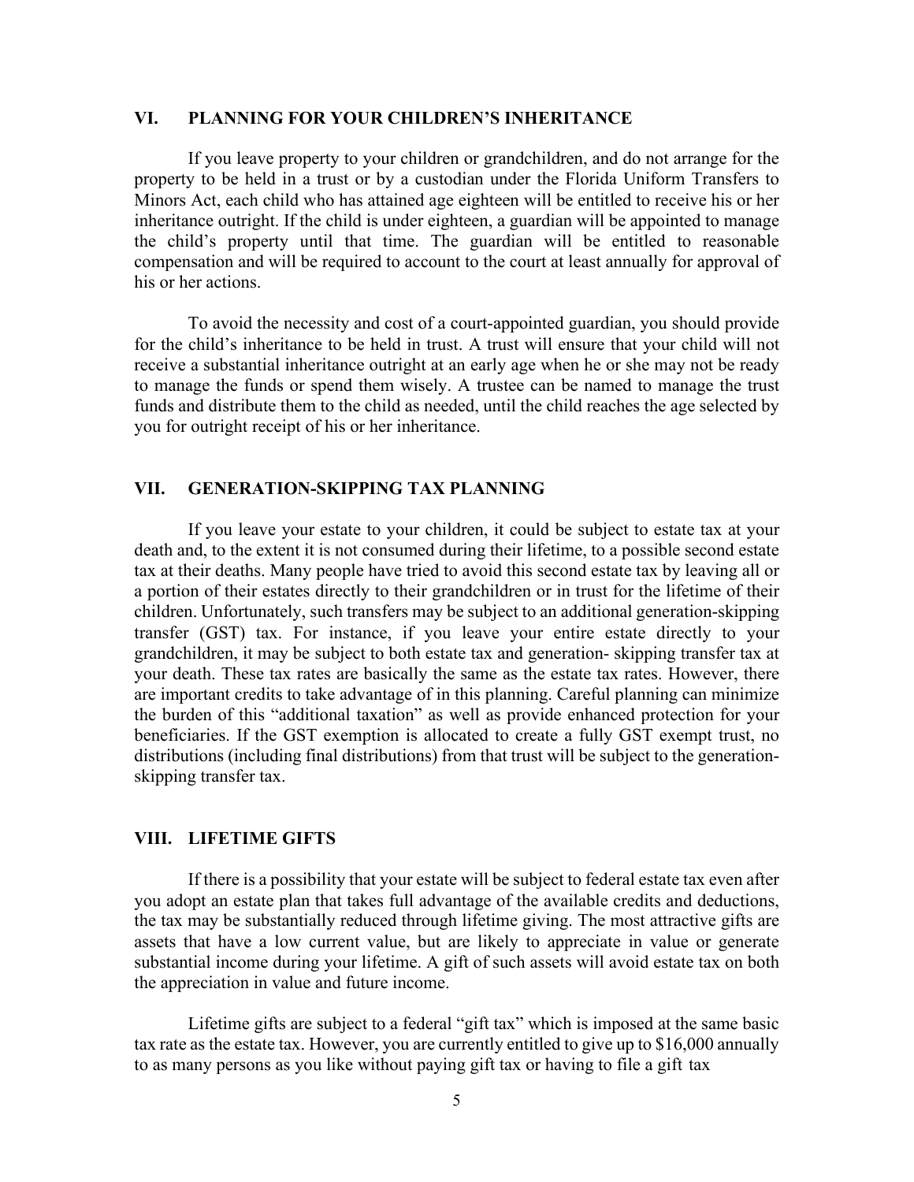## VI. PLANNING FOR YOUR CHILDREN'S INHERITANCE

If you leave property to your children or grandchildren, and do not arrange for the property to be held in a trust or by a custodian under the Florida Uniform Transfers to Minors Act, each child who has attained age eighteen will be entitled to receive his or her inheritance outright. If the child is under eighteen, a guardian will be appointed to manage the child's property until that time. The guardian will be entitled to reasonable compensation and will be required to account to the court at least annually for approval of his or her actions.

To avoid the necessity and cost of a court-appointed guardian, you should provide for the child's inheritance to be held in trust. A trust will ensure that your child will not receive a substantial inheritance outright at an early age when he or she may not be ready to manage the funds or spend them wisely. A trustee can be named to manage the trust funds and distribute them to the child as needed, until the child reaches the age selected by you for outright receipt of his or her inheritance.

## VII. GENERATION-SKIPPING TAX PLANNING

If you leave your estate to your children, it could be subject to estate tax at your death and, to the extent it is not consumed during their lifetime, to a possible second estate tax at their deaths. Many people have tried to avoid this second estate tax by leaving all or a portion of their estates directly to their grandchildren or in trust for the lifetime of their children. Unfortunately, such transfers may be subject to an additional generation-skipping transfer (GST) tax. For instance, if you leave your entire estate directly to your grandchildren, it may be subject to both estate tax and generation- skipping transfer tax at your death. These tax rates are basically the same as the estate tax rates. However, there are important credits to take advantage of in this planning. Careful planning can minimize the burden of this "additional taxation" as well as provide enhanced protection for your beneficiaries. If the GST exemption is allocated to create a fully GST exempt trust, no distributions (including final distributions) from that trust will be subject to the generation-skipping transfer tax.

## VIII. LIFETIME GIFTS

If there is a possibility that your estate will be subject to federal estate tax even after you adopt an estate plan that takes full advantage of the available credits and deductions, the tax may be substantially reduced through lifetime giving. The most attractive gifts are assets that have a low current value, but are likely to appreciate in value or generate substantial income during your lifetime. A gift of such assets will avoid estate tax on both the appreciation in value and future income.

Lifetime gifts are subject to a federal "gift tax" which is imposed at the same basic tax rate as the estate tax. However, you are currently entitled to give up to $16,000 annually to as many persons as you like without paying gift tax or having to file a gift tax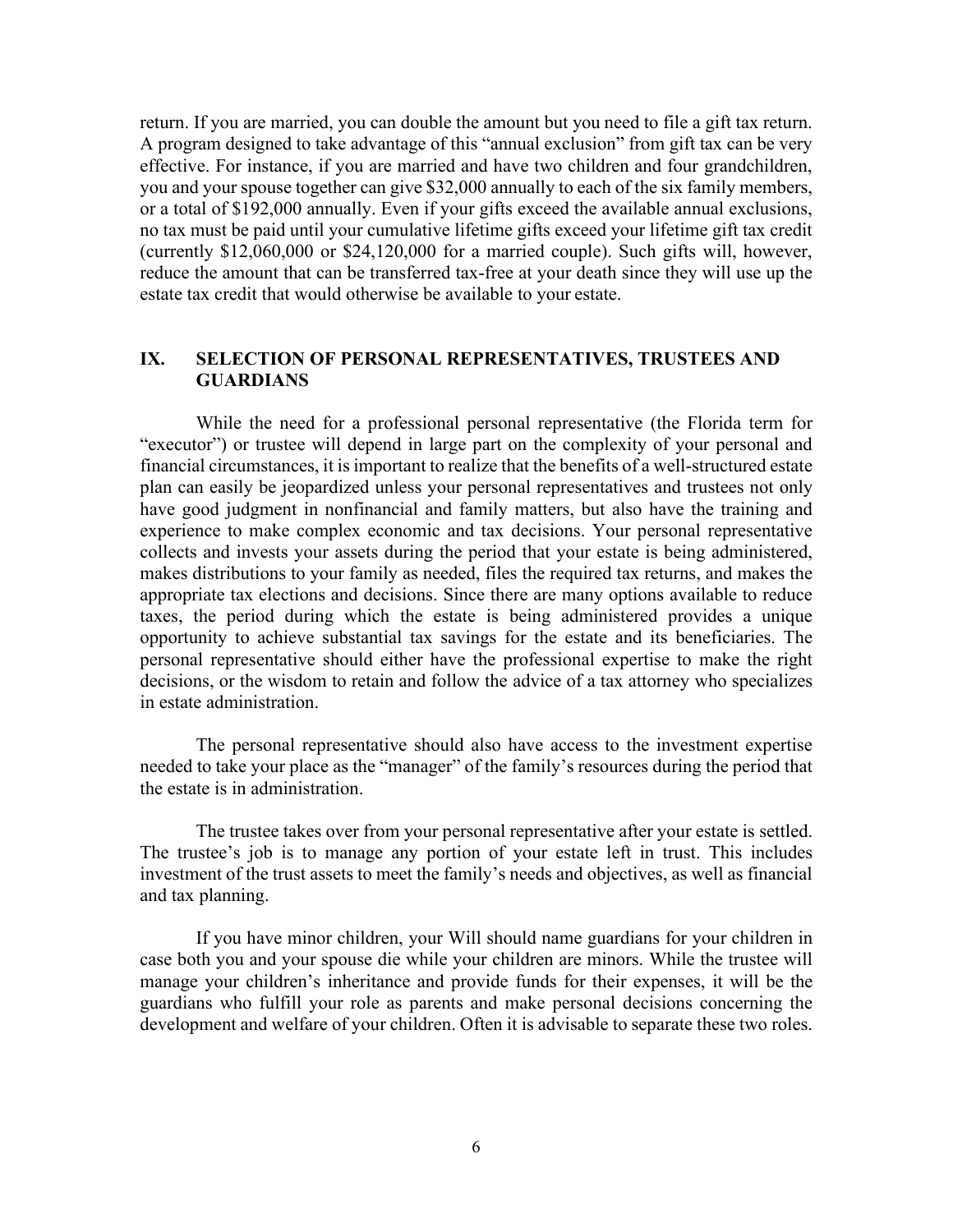return. If you are married, you can double the amount but you need to file a gift tax return. A program designed to take advantage of this "annual exclusion" from gift tax can be very effective. For instance, if you are married and have two children and four grandchildren, you and your spouse together can give $32,000 annually to each of the six family members, or a total of $192,000 annually. Even if your gifts exceed the available annual exclusions, no tax must be paid until your cumulative lifetime gifts exceed your lifetime gift tax credit (currently $12,060,000 or $24,120,000 for a married couple). Such gifts will, however, reduce the amount that can be transferred tax-free at your death since they will use up the estate tax credit that would otherwise be available to your estate.

## IX. SELECTION OF PERSONAL REPRESENTATIVES, TRUSTEES AND GUARDIANS

While the need for a professional personal representative (the Florida term for "executor") or trustee will depend in large part on the complexity of your personal and financial circumstances, it is important to realize that the benefits of a well-structured estate plan can easily be jeopardized unless your personal representatives and trustees not only have good judgment in nonfinancial and family matters, but also have the training and experience to make complex economic and tax decisions. Your personal representative collects and invests your assets during the period that your estate is being administered, makes distributions to your family as needed, files the required tax returns, and makes the appropriate tax elections and decisions. Since there are many options available to reduce taxes, the period during which the estate is being administered provides a unique opportunity to achieve substantial tax savings for the estate and its beneficiaries. The personal representative should either have the professional expertise to make the right decisions, or the wisdom to retain and follow the advice of a tax attorney who specializes in estate administration.

The personal representative should also have access to the investment expertise needed to take your place as the "manager" of the family's resources during the period that the estate is in administration.

The trustee takes over from your personal representative after your estate is settled. The trustee's job is to manage any portion of your estate left in trust. This includes investment of the trust assets to meet the family's needs and objectives, as well as financial and tax planning.

If you have minor children, your Will should name guardians for your children in case both you and your spouse die while your children are minors. While the trustee will manage your children's inheritance and provide funds for their expenses, it will be the guardians who fulfill your role as parents and make personal decisions concerning the development and welfare of your children. Often it is advisable to separate these two roles.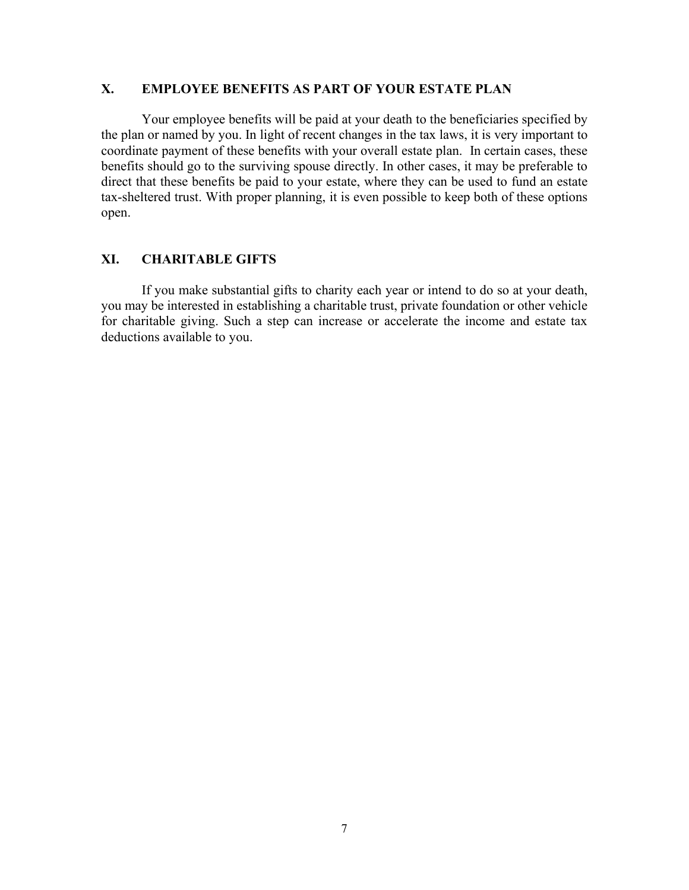## X. EMPLOYEE BENEFITS AS PART OF YOUR ESTATE PLAN

Your employee benefits will be paid at your death to the beneficiaries specified by the plan or named by you. In light of recent changes in the tax laws, it is very important to coordinate payment of these benefits with your overall estate plan. In certain cases, these benefits should go to the surviving spouse directly. In other cases, it may be preferable to direct that these benefits be paid to your estate, where they can be used to fund an estate tax-sheltered trust. With proper planning, it is even possible to keep both of these options open.

## XI. CHARITABLE GIFTS

If you make substantial gifts to charity each year or intend to do so at your death, you may be interested in establishing a charitable trust, private foundation or other vehicle for charitable giving. Such a step can increase or accelerate the income and estate tax deductions available to you.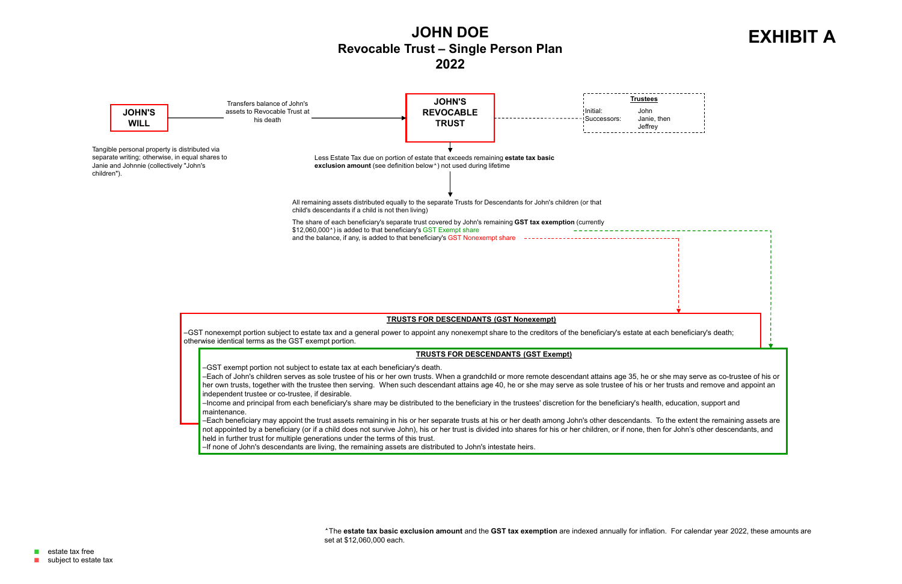# JOHN DOE

## Revocable Trust – Single Person Plan

## 2022

**EXHIBIT A**

**JOHN'S WILL**

Transfers balance of John's assets to Revocable Trust at his death

Tangible personal property is distributed via separate writing; otherwise, in equal shares to Janie and Johnnie (collectively "John's children").

**JOHN'S REVOCABLE TRUST**

**Trustees**

| | |
|---|---|
| Initial: | John |
| Successors: | Janie, then Jeffrey |

Less Estate Tax due on portion of estate that exceeds remaining **estate tax basic exclusion amount** (see definition below*) not used during lifetime

All remaining assets distributed equally to the separate Trusts for Descendants for John's children (or that child's descendants if a child is not then living)

The share of each beneficiary's separate trust covered by John's remaining **GST tax exemption** (currently $12,060,000*) is added to that beneficiary's GST Exempt share and the balance, if any, is added to that beneficiary's GST Nonexempt share

### TRUSTS FOR DESCENDANTS (GST Nonexempt)

–GST nonexempt portion subject to estate tax and a general power to appoint any nonexempt share to the creditors of the beneficiary's estate at each beneficiary's death; otherwise identical terms as the GST exempt portion.

### TRUSTS FOR DESCENDANTS (GST Exempt)

–GST exempt portion not subject to estate tax at each beneficiary's death.
–Each of John's children serves as sole trustee of his or her own trusts. When a grandchild or more remote descendant attains age 35, he or she may serve as co-trustee of his or her own trusts, together with the trustee then serving. When such descendant attains age 40, he or she may serve as sole trustee of his or her trusts and remove and appoint an independent trustee or co-trustee, if desirable.
–Income and principal from each beneficiary's share may be distributed to the beneficiary in the trustees' discretion for the beneficiary's health, education, support and maintenance.
–Each beneficiary may appoint the trust assets remaining in his or her separate trusts at his or her death among John's other descendants. To the extent the remaining assets are not appointed by a beneficiary (or if a child does not survive John), his or her trust is divided into shares for his or her children, or if none, then for John's other descendants, and held in further trust for multiple generations under the terms of this trust.
–If none of John's descendants are living, the remaining assets are distributed to John's intestate heirs.

*The **estate tax basic exclusion amount** and the **GST tax exemption** are indexed annually for inflation. For calendar year 2022, these amounts are set at $12,060,000 each.

- estate tax free
- subject to estate tax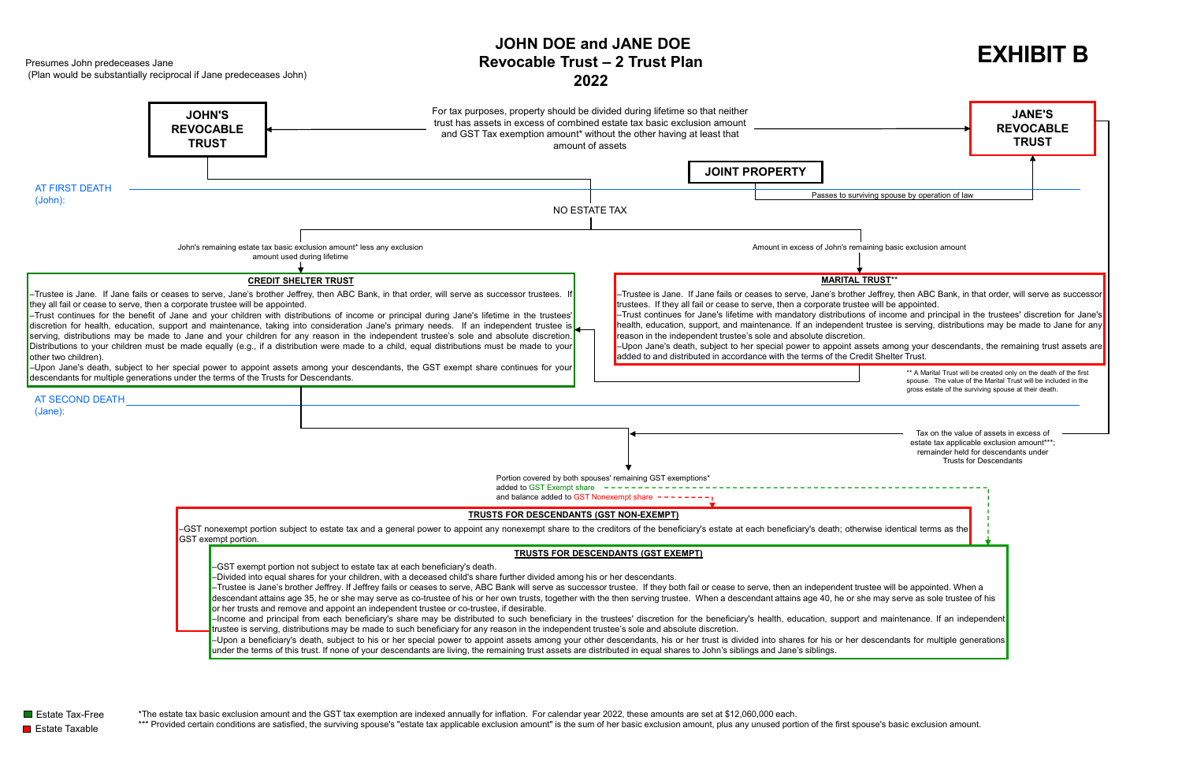# EXHIBIT B

## JOHN DOE and JANE DOE
## Revocable Trust – 2 Trust Plan
## 2022

Presumes John predeceases Jane
(Plan would be substantially reciprocal if Jane predeceases John)

**JOHN'S REVOCABLE TRUST**

For tax purposes, property should be divided during lifetime so that neither trust has assets in excess of combined estate tax basic exclusion amount and GST Tax exemption amount* without the other having at least that amount of assets

**JANE'S REVOCABLE TRUST**

**JOINT PROPERTY**

Passes to surviving spouse by operation of law

AT FIRST DEATH (John):

NO ESTATE TAX

John's remaining estate tax basic exclusion amount* less any exclusion amount used during lifetime

Amount in excess of John's remaining basic exclusion amount

### CREDIT SHELTER TRUST

–Trustee is Jane. If Jane fails or ceases to serve, Jane's brother Jeffrey, then ABC Bank, in that order, will serve as successor trustees. If they all fail or cease to serve, then a corporate trustee will be appointed.

–Trust continues for the benefit of Jane and your children with distributions of income or principal during Jane's lifetime in the trustees' discretion for health, education, support and maintenance, taking into consideration Jane's primary needs. If an independent trustee is serving, distributions may be made to Jane and your children for any reason in the independent trustee's sole and absolute discretion. Distributions to your children must be made equally (e.g., if a distribution were made to a child, equal distributions must be made to your other two children).

–Upon Jane's death, subject to her special power to appoint assets among your descendants, the GST exempt share continues for your descendants for multiple generations under the terms of the Trusts for Descendants.

### MARITAL TRUST**

–Trustee is Jane. If Jane fails or ceases to serve, Jane's brother Jeffrey, then ABC Bank, in that order, will serve as successor trustees. If they all fail or cease to serve, then a corporate trustee will be appointed.

–Trust continues for Jane's lifetime with mandatory distributions of income and principal in the trustees' discretion for Jane's health, education, support, and maintenance. If an independent trustee is serving, distributions may be made to Jane for any reason in the independent trustee's sole and absolute discretion.

–Upon Jane's death, subject to her special power to appoint assets among your descendants, the remaining trust assets are added to and distributed in accordance with the terms of the Credit Shelter Trust.

** A Marital Trust will be created only on the death of the first spouse. The value of the Marital Trust will be included in the gross estate of the surviving spouse at their death.

AT SECOND DEATH (Jane):

Tax on the value of assets in excess of estate tax applicable exclusion amount***; remainder held for descendants under Trusts for Descendants

Portion covered by both spouses' remaining GST exemptions* added to GST Exempt share and balance added to GST Nonexempt share

### TRUSTS FOR DESCENDANTS (GST NON-EXEMPT)

–GST nonexempt portion subject to estate tax and a general power to appoint any nonexempt share to the creditors of the beneficiary's estate at each beneficiary's death; otherwise identical terms as the GST exempt portion.

### TRUSTS FOR DESCENDANTS (GST EXEMPT)

–GST exempt portion not subject to estate tax at each beneficiary's death.

–Divided into equal shares for your children, with a deceased child's share further divided among his or her descendants.

–Trustee is Jane's brother Jeffrey. If Jeffrey fails or ceases to serve, ABC Bank will serve as successor trustee. If they both fail or cease to serve, then an independent trustee will be appointed. When a descendant attains age 35, he or she may serve as co-trustee of his or her own trusts, together with the then serving trustee. When a descendant attains age 40, he or she may serve as sole trustee of his or her trusts and remove and appoint an independent trustee or co-trustee, if desirable.

–Income and principal from each beneficiary's share may be distributed to such beneficiary in the trustees' discretion for the beneficiary's health, education, support and maintenance. If an independent trustee is serving, distributions may be made to such beneficiary for any reason in the independent trustee's sole and absolute discretion.

–Upon a beneficiary's death, subject to his or her special power to appoint assets among your other descendants, his or her trust is divided into shares for his or her descendants for multiple generations under the terms of this trust. If none of your descendants are living, the remaining trust assets are distributed in equal shares to John's siblings and Jane's siblings.

Estate Tax-Free (green)
Estate Taxable (red)

*The estate tax basic exclusion amount and the GST tax exemption are indexed annually for inflation. For calendar year 2022, these amounts are set at $12,060,000 each.

*** Provided certain conditions are satisfied, the surviving spouse's "estate tax applicable exclusion amount" is the sum of her basic exclusion amount, plus any unused portion of the first spouse's basic exclusion amount.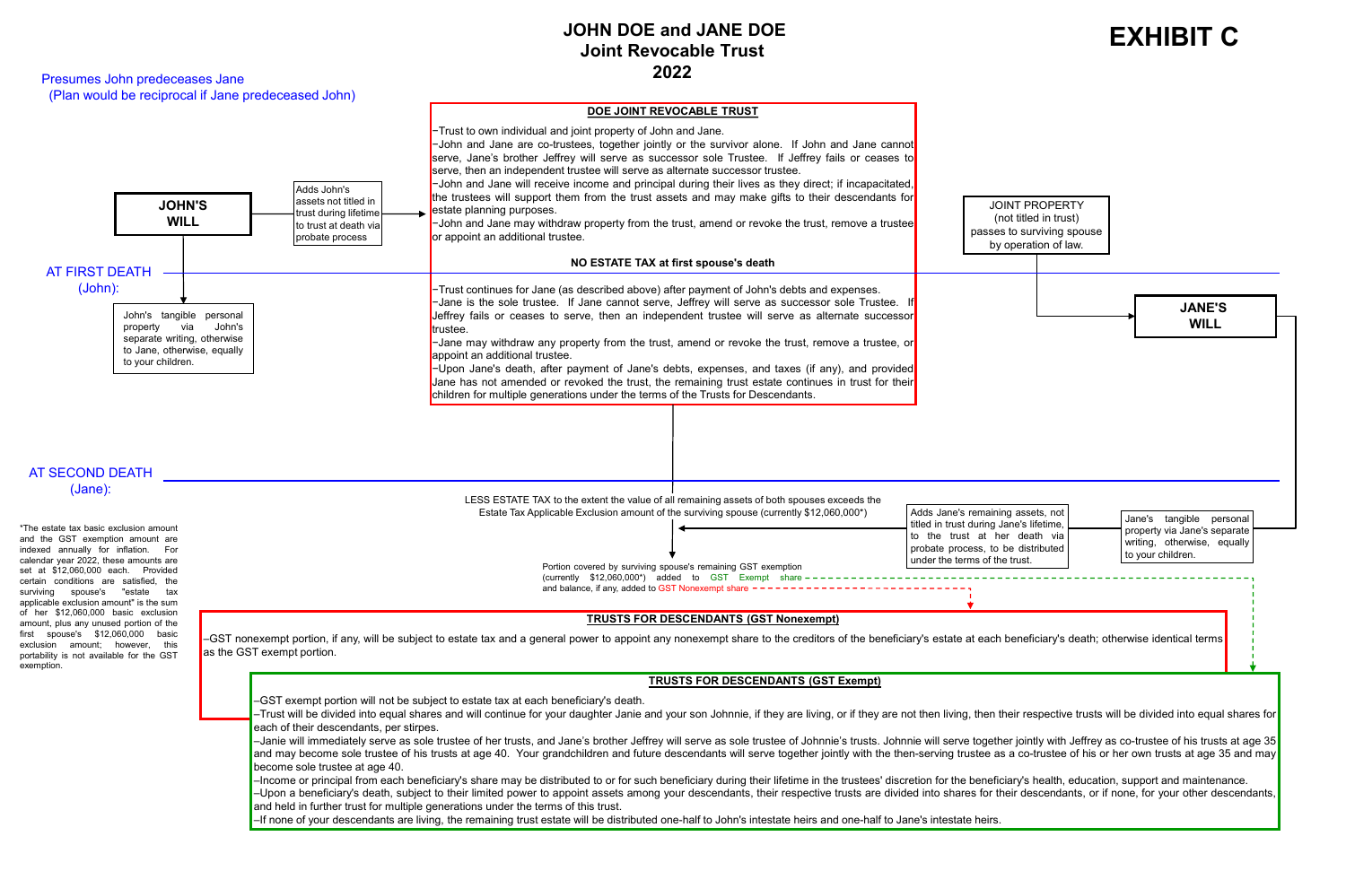# EXHIBIT C

## JOHN DOE and JANE DOE
## Joint Revocable Trust
## 2022

Presumes John predeceases Jane
(Plan would be reciprocal if Jane predeceased John)

**JOHN'S WILL**

Adds John's assets not titled in trust during lifetime to trust at death via probate process

### DOE JOINT REVOCABLE TRUST

–Trust to own individual and joint property of John and Jane.
–John and Jane are co-trustees, together jointly or the survivor alone. If John and Jane cannot serve, Jane's brother Jeffrey will serve as successor sole Trustee. If Jeffrey fails or ceases to serve, then an independent trustee will serve as alternate successor trustee.
–John and Jane will receive income and principal during their lives as they direct; if incapacitated, the trustees will support them from the trust assets and may make gifts to their descendants for estate planning purposes.
–John and Jane may withdraw property from the trust, amend or revoke the trust, remove a trustee or appoint an additional trustee.

JOINT PROPERTY (not titled in trust) passes to surviving spouse by operation of law.

**AT FIRST DEATH (John):**

**NO ESTATE TAX at first spouse's death**

John's tangible personal property via John's separate writing, otherwise to Jane, otherwise, equally to your children.

–Trust continues for Jane (as described above) after payment of John's debts and expenses.
–Jane is the sole trustee. If Jane cannot serve, Jeffrey will serve as successor sole Trustee. If Jeffrey fails or ceases to serve, then an independent trustee will serve as alternate successor trustee.
–Jane may withdraw any property from the trust, amend or revoke the trust, remove a trustee, or appoint an additional trustee.
–Upon Jane's death, after payment of Jane's debts, expenses, and taxes (if any), and provided Jane has not amended or revoked the trust, the remaining trust estate continues in trust for their children for multiple generations under the terms of the Trusts for Descendants.

**JANE'S WILL**

**AT SECOND DEATH (Jane):**

LESS ESTATE TAX to the extent the value of all remaining assets of both spouses exceeds the Estate Tax Applicable Exclusion amount of the surviving spouse (currently $12,060,000*)

Adds Jane's remaining assets, not titled in trust during Jane's lifetime, to the trust at her death via probate process, to be distributed under the terms of the trust.

Jane's tangible personal property via Jane's separate writing, otherwise, equally to your children.

Portion covered by surviving spouse's remaining GST exemption (currently $12,060,000*) added to GST Exempt share and balance, if any, added to GST Nonexempt share

*The estate tax basic exclusion amount and the GST exemption amount are indexed annually for inflation. For calendar year 2022, these amounts are set at $12,060,000 each. Provided certain conditions are satisfied, the surviving spouse's "estate tax applicable exclusion amount" is the sum of her $12,060,000 basic exclusion amount, plus any unused portion of the first spouse's $12,060,000 basic exclusion amount; however, this portability is not available for the GST exemption.

### TRUSTS FOR DESCENDANTS (GST Nonexempt)

–GST nonexempt portion, if any, will be subject to estate tax and a general power to appoint any nonexempt share to the creditors of the beneficiary's estate at each beneficiary's death; otherwise identical terms as the GST exempt portion.

### TRUSTS FOR DESCENDANTS (GST Exempt)

–GST exempt portion will not be subject to estate tax at each beneficiary's death.
–Trust will be divided into equal shares and will continue for your daughter Janie and your son Johnnie, if they are living, or if they are not then living, then their respective trusts will be divided into equal shares for each of their descendants, per stirpes.
–Janie will immediately serve as sole trustee of her trusts, and Jane's brother Jeffrey will serve as sole trustee of Johnnie's trusts. Johnnie will serve together jointly with Jeffrey as co-trustee of his trusts at age 35 and may become sole trustee of his trusts at age 40. Your grandchildren and future descendants will serve together jointly with the then-serving trustee as a co-trustee of his or her own trusts at age 35 and may become sole trustee at age 40.
–Income or principal from each beneficiary's share may be distributed to or for such beneficiary during their lifetime in the trustees' discretion for the beneficiary's health, education, support and maintenance.
–Upon a beneficiary's death, subject to their limited power to appoint assets among your descendants, their respective trusts are divided into shares for their descendants, or if none, for your other descendants, and held in further trust for multiple generations under the terms of this trust.
–If none of your descendants are living, the remaining trust estate will be distributed one-half to John's intestate heirs and one-half to Jane's intestate heirs.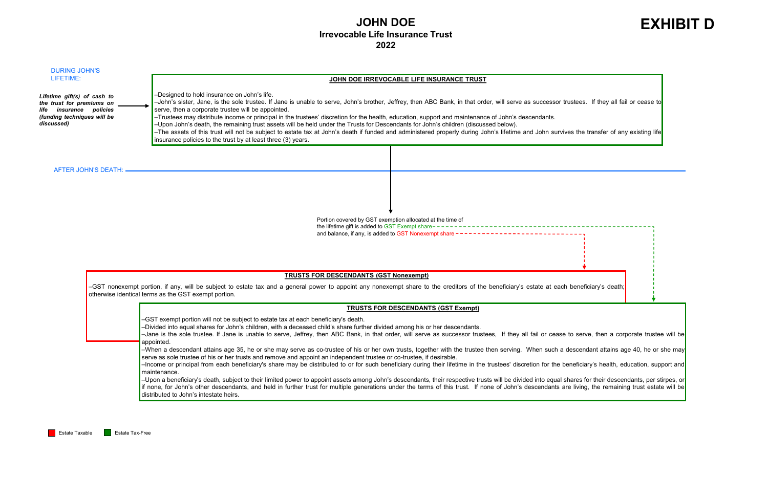# JOHN DOE

## Irrevocable Life Insurance Trust

## 2022

**EXHIBIT D**

DURING JOHN'S LIFETIME:

***Lifetime gift(s) of cash to the trust for premiums on life insurance policies (funding techniques will be discussed)***

### JOHN DOE IRREVOCABLE LIFE INSURANCE TRUST

–Designed to hold insurance on John's life.

–John's sister, Jane, is the sole trustee. If Jane is unable to serve, John's brother, Jeffrey, then ABC Bank, in that order, will serve as successor trustees. If they all fail or cease to serve, then a corporate trustee will be appointed.

–Trustees may distribute income or principal in the trustees' discretion for the health, education, support and maintenance of John's descendants.

–Upon John's death, the remaining trust assets will be held under the Trusts for Descendants for John's children (discussed below).

–The assets of this trust will not be subject to estate tax at John's death if funded and administered properly during John's lifetime and John survives the transfer of any existing life insurance policies to the trust by at least three (3) years.

AFTER JOHN'S DEATH:

Portion covered by GST exemption allocated at the time of the lifetime gift is added to GST Exempt share and balance, if any, is added to GST Nonexempt share

### TRUSTS FOR DESCENDANTS (GST Nonexempt)

–GST nonexempt portion, if any, will be subject to estate tax and a general power to appoint any nonexempt share to the creditors of the beneficiary's estate at each beneficiary's death; otherwise identical terms as the GST exempt portion.

### TRUSTS FOR DESCENDANTS (GST Exempt)

–GST exempt portion will not be subject to estate tax at each beneficiary's death.

–Divided into equal shares for John's children, with a deceased child's share further divided among his or her descendants.

–Jane is the sole trustee. If Jane is unable to serve, Jeffrey, then ABC Bank, in that order, will serve as successor trustees, If they all fail or cease to serve, then a corporate trustee will be appointed.

–When a descendant attains age 35, he or she may serve as co-trustee of his or her own trusts, together with the trustee then serving. When such a descendant attains age 40, he or she may serve as sole trustee of his or her trusts and remove and appoint an independent trustee or co-trustee, if desirable.

–Income or principal from each beneficiary's share may be distributed to or for such beneficiary during their lifetime in the trustees' discretion for the beneficiary's health, education, support and maintenance.

–Upon a beneficiary's death, subject to their limited power to appoint assets among John's descendants, their respective trusts will be divided into equal shares for their descendants, per stirpes, or if none, for John's other descendants, and held in further trust for multiple generations under the terms of this trust. If none of John's descendants are living, the remaining trust estate will be distributed to John's intestate heirs.

Estate Taxable

Estate Tax-Free